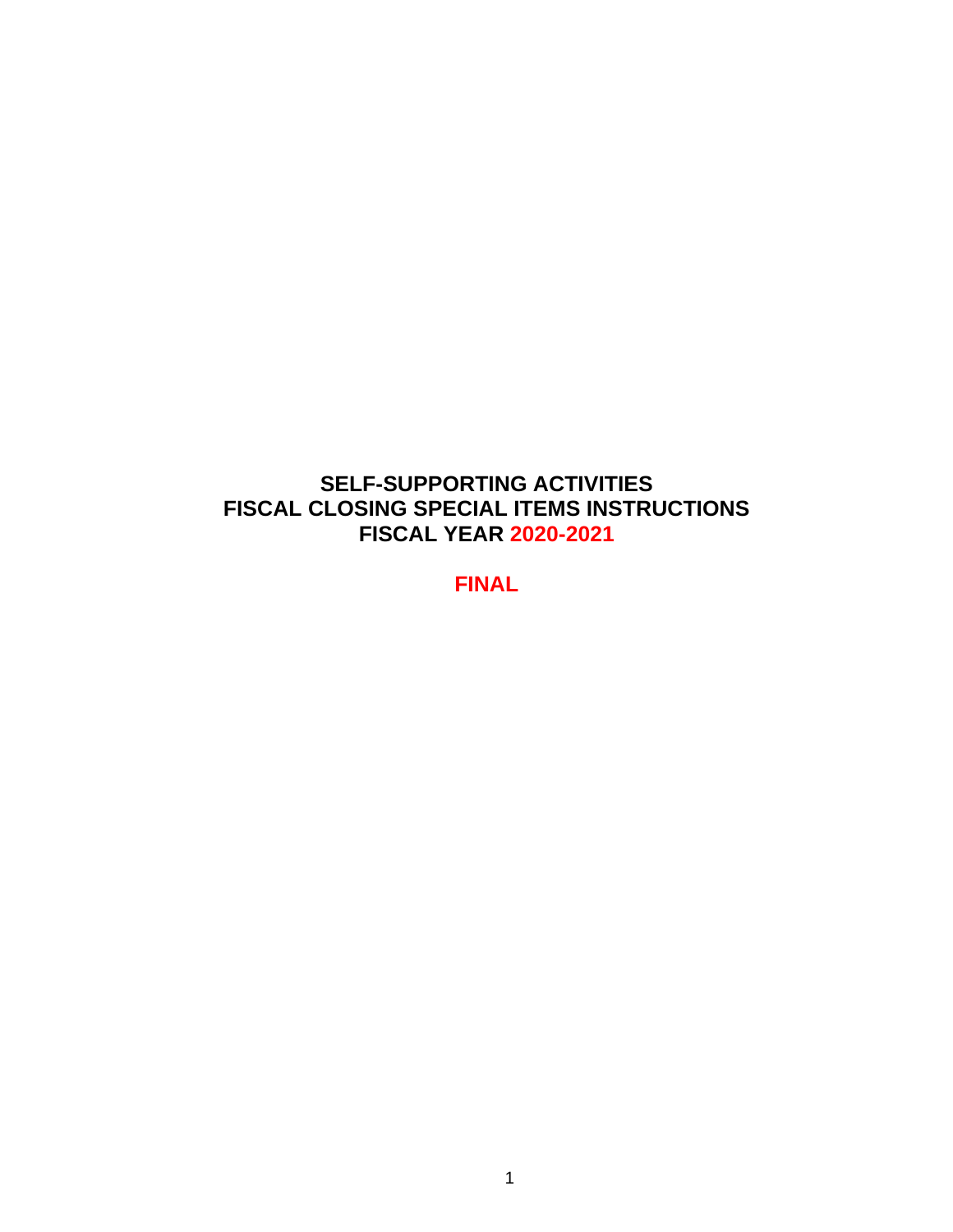# SELF-SUPPORTING ACTIVITIES
# FISCAL CLOSING SPECIAL ITEMS INSTRUCTIONS
# FISCAL YEAR 2020-2021

**FINAL**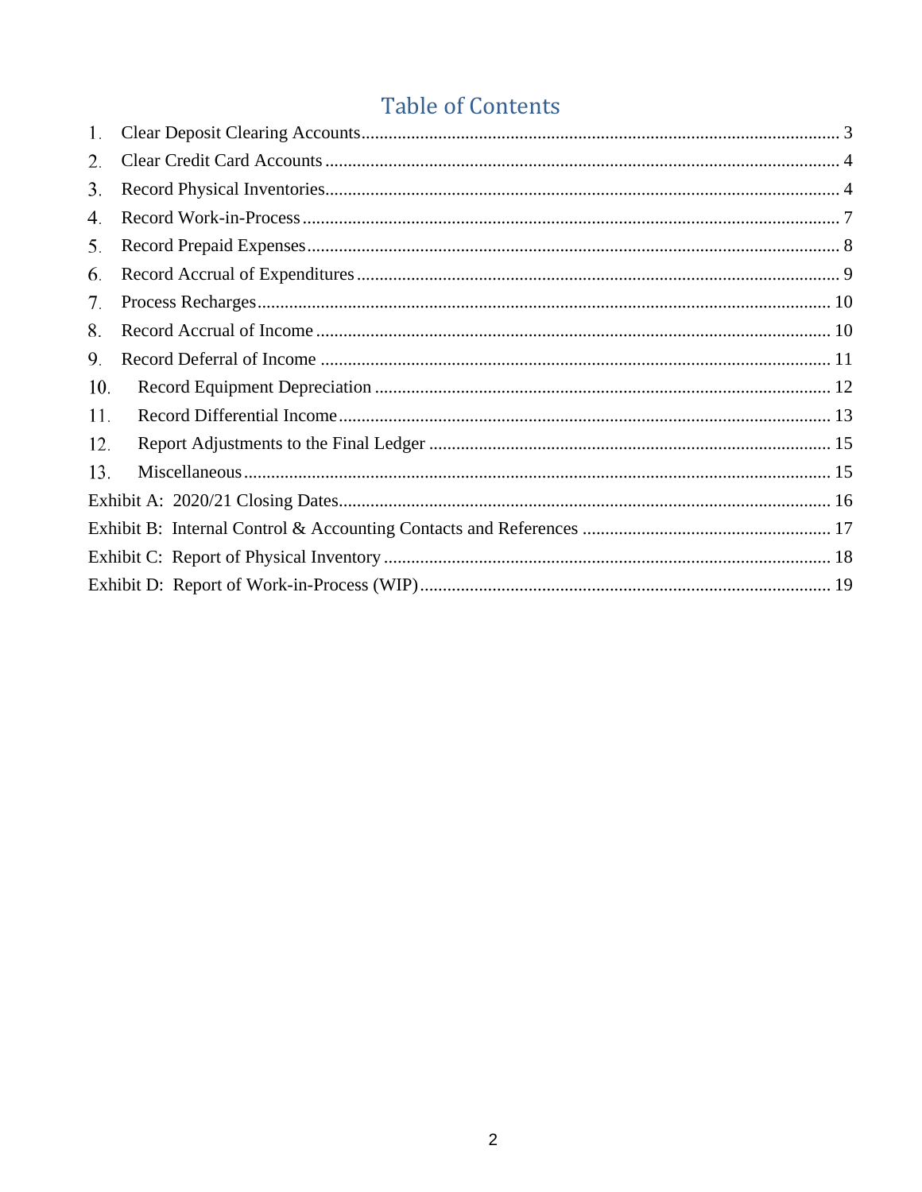# Table of Contents

1. Clear Deposit Clearing Accounts ..... 3
2. Clear Credit Card Accounts ..... 4
3. Record Physical Inventories ..... 4
4. Record Work-in-Process ..... 7
5. Record Prepaid Expenses ..... 8
6. Record Accrual of Expenditures ..... 9
7. Process Recharges ..... 10
8. Record Accrual of Income ..... 10
9. Record Deferral of Income ..... 11
10. Record Equipment Depreciation ..... 12
11. Record Differential Income ..... 13
12. Report Adjustments to the Final Ledger ..... 15
13. Miscellaneous ..... 15

Exhibit A: 2020/21 Closing Dates ..... 16

Exhibit B: Internal Control & Accounting Contacts and References ..... 17

Exhibit C: Report of Physical Inventory ..... 18

Exhibit D: Report of Work-in-Process (WIP) ..... 19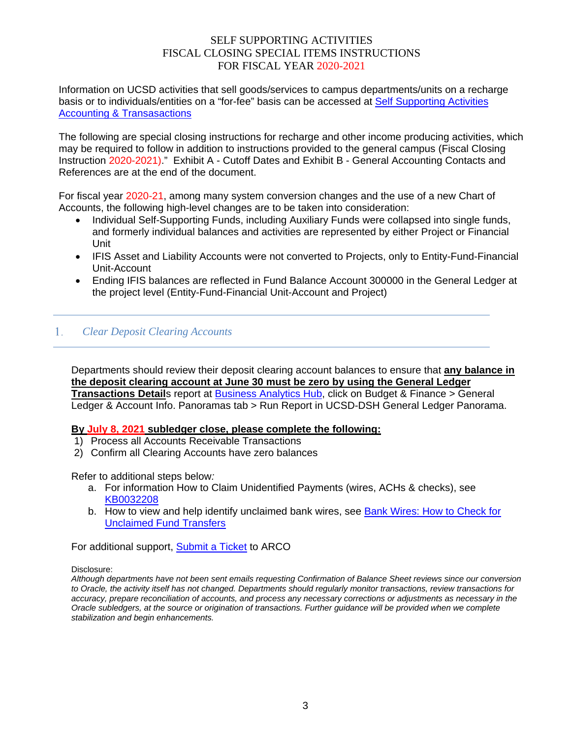SELF SUPPORTING ACTIVITIES
FISCAL CLOSING SPECIAL ITEMS INSTRUCTIONS
FOR FISCAL YEAR 2020-2021

Information on UCSD activities that sell goods/services to campus departments/units on a recharge basis or to individuals/entities on a "for-fee" basis can be accessed at [Self Supporting Activities Accounting & Transasactions]

The following are special closing instructions for recharge and other income producing activities, which may be required to follow in addition to instructions provided to the general campus (Fiscal Closing Instruction 2020-2021)." Exhibit A - Cutoff Dates and Exhibit B - General Accounting Contacts and References are at the end of the document.

For fiscal year 2020-21, among many system conversion changes and the use of a new Chart of Accounts, the following high-level changes are to be taken into consideration:

- Individual Self-Supporting Funds, including Auxiliary Funds were collapsed into single funds, and formerly individual balances and activities are represented by either Project or Financial Unit
- IFIS Asset and Liability Accounts were not converted to Projects, only to Entity-Fund-Financial Unit-Account
- Ending IFIS balances are reflected in Fund Balance Account 300000 in the General Ledger at the project level (Entity-Fund-Financial Unit-Account and Project)

## 1. *Clear Deposit Clearing Accounts*

Departments should review their deposit clearing account balances to ensure that **any balance in the deposit clearing account at June 30 must be zero by using the General Ledger Transactions Detail**s report at Business Analytics Hub, click on Budget & Finance > General Ledger & Account Info. Panoramas tab > Run Report in UCSD-DSH General Ledger Panorama.

**By July 8, 2021 subledger close, please complete the following:**

1) Process all Accounts Receivable Transactions
2) Confirm all Clearing Accounts have zero balances

Refer to additional steps below*:*

a. For information How to Claim Unidentified Payments (wires, ACHs & checks), see KB0032208
b. How to view and help identify unclaimed bank wires, see Bank Wires: How to Check for Unclaimed Fund Transfers

For additional support, Submit a Ticket to ARCO

Disclosure:
*Although departments have not been sent emails requesting Confirmation of Balance Sheet reviews since our conversion to Oracle, the activity itself has not changed. Departments should regularly monitor transactions, review transactions for accuracy, prepare reconciliation of accounts, and process any necessary corrections or adjustments as necessary in the Oracle subledgers, at the source or origination of transactions. Further guidance will be provided when we complete stabilization and begin enhancements.*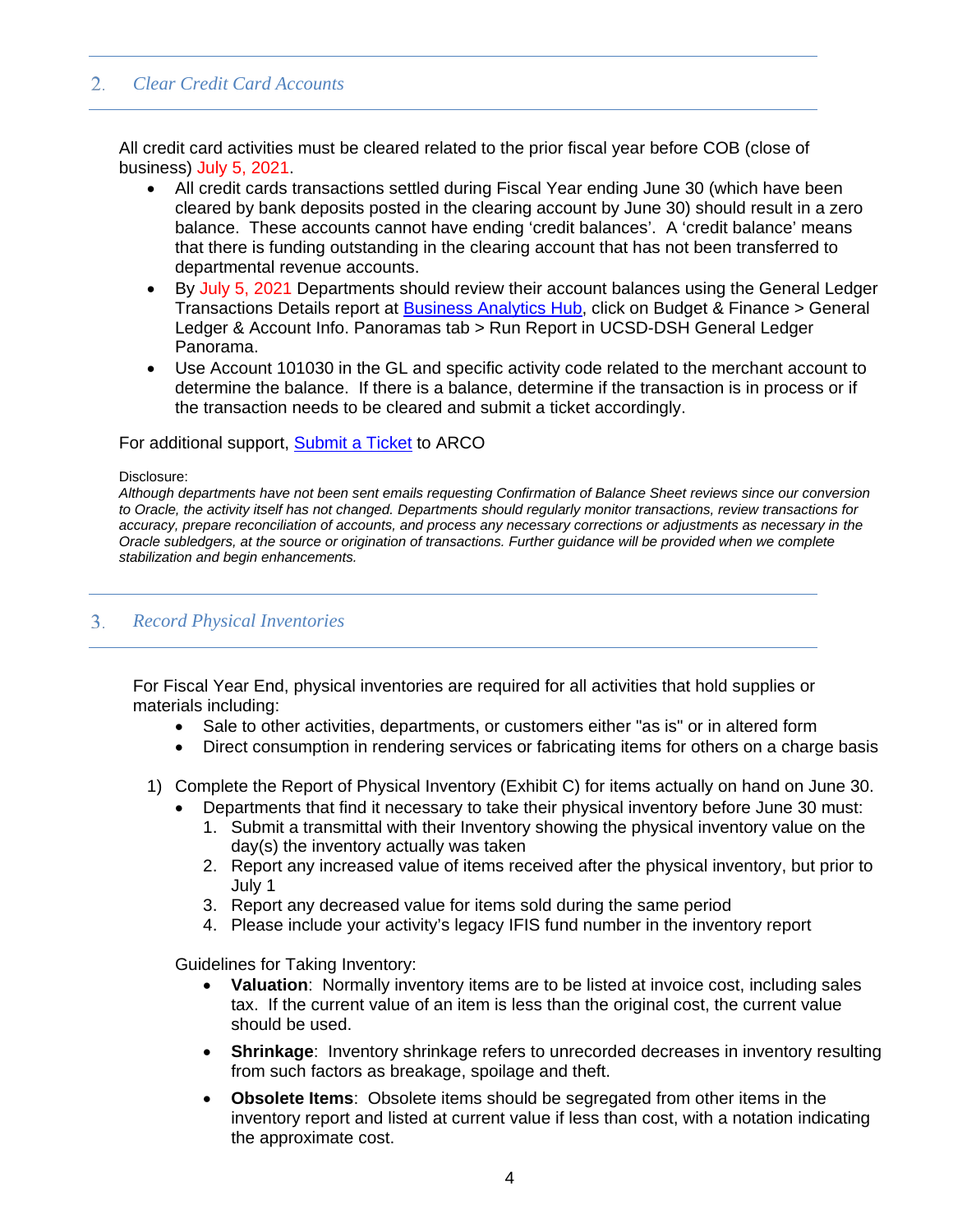## 2. Clear Credit Card Accounts

All credit card activities must be cleared related to the prior fiscal year before COB (close of business) July 5, 2021.

- All credit cards transactions settled during Fiscal Year ending June 30 (which have been cleared by bank deposits posted in the clearing account by June 30) should result in a zero balance. These accounts cannot have ending 'credit balances'. A 'credit balance' means that there is funding outstanding in the clearing account that has not been transferred to departmental revenue accounts.
- By July 5, 2021 Departments should review their account balances using the General Ledger Transactions Details report at [Business Analytics Hub](), click on Budget & Finance > General Ledger & Account Info. Panoramas tab > Run Report in UCSD-DSH General Ledger Panorama.
- Use Account 101030 in the GL and specific activity code related to the merchant account to determine the balance. If there is a balance, determine if the transaction is in process or if the transaction needs to be cleared and submit a ticket accordingly.

For additional support, [Submit a Ticket]() to ARCO

Disclosure:
*Although departments have not been sent emails requesting Confirmation of Balance Sheet reviews since our conversion to Oracle, the activity itself has not changed. Departments should regularly monitor transactions, review transactions for accuracy, prepare reconciliation of accounts, and process any necessary corrections or adjustments as necessary in the Oracle subledgers, at the source or origination of transactions. Further guidance will be provided when we complete stabilization and begin enhancements.*

## 3. Record Physical Inventories

For Fiscal Year End, physical inventories are required for all activities that hold supplies or materials including:

- Sale to other activities, departments, or customers either "as is" or in altered form
- Direct consumption in rendering services or fabricating items for others on a charge basis

1) Complete the Report of Physical Inventory (Exhibit C) for items actually on hand on June 30.
   - Departments that find it necessary to take their physical inventory before June 30 must:
     1. Submit a transmittal with their Inventory showing the physical inventory value on the day(s) the inventory actually was taken
     2. Report any increased value of items received after the physical inventory, but prior to July 1
     3. Report any decreased value for items sold during the same period
     4. Please include your activity's legacy IFIS fund number in the inventory report

   Guidelines for Taking Inventory:
   - **Valuation**: Normally inventory items are to be listed at invoice cost, including sales tax. If the current value of an item is less than the original cost, the current value should be used.
   - **Shrinkage**: Inventory shrinkage refers to unrecorded decreases in inventory resulting from such factors as breakage, spoilage and theft.
   - **Obsolete Items**: Obsolete items should be segregated from other items in the inventory report and listed at current value if less than cost, with a notation indicating the approximate cost.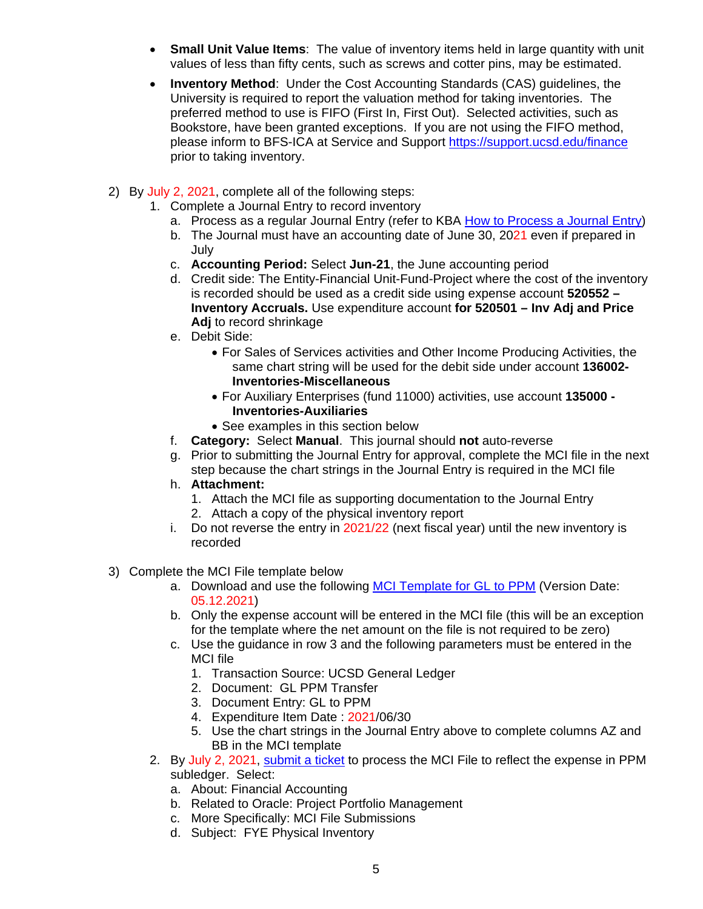- **Small Unit Value Items**: The value of inventory items held in large quantity with unit values of less than fifty cents, such as screws and cotter pins, may be estimated.
- **Inventory Method**: Under the Cost Accounting Standards (CAS) guidelines, the University is required to report the valuation method for taking inventories. The preferred method to use is FIFO (First In, First Out). Selected activities, such as Bookstore, have been granted exceptions. If you are not using the FIFO method, please inform to BFS-ICA at Service and Support https://support.ucsd.edu/finance prior to taking inventory.

2) By July 2, 2021, complete all of the following steps:
   1. Complete a Journal Entry to record inventory
      a. Process as a regular Journal Entry (refer to KBA How to Process a Journal Entry)
      b. The Journal must have an accounting date of June 30, 2021 even if prepared in July
      c. **Accounting Period:** Select **Jun-21**, the June accounting period
      d. Credit side: The Entity-Financial Unit-Fund-Project where the cost of the inventory is recorded should be used as a credit side using expense account **520552 – Inventory Accruals.** Use expenditure account **for 520501 – Inv Adj and Price Adj** to record shrinkage
      e. Debit Side:
         - For Sales of Services activities and Other Income Producing Activities, the same chart string will be used for the debit side under account **136002-Inventories-Miscellaneous**
         - For Auxiliary Enterprises (fund 11000) activities, use account **135000 - Inventories-Auxiliaries**
         - See examples in this section below
      f. **Category:** Select **Manual**. This journal should **not** auto-reverse
      g. Prior to submitting the Journal Entry for approval, complete the MCI file in the next step because the chart strings in the Journal Entry is required in the MCI file
      h. **Attachment:**
         1. Attach the MCI file as supporting documentation to the Journal Entry
         2. Attach a copy of the physical inventory report
      i. Do not reverse the entry in 2021/22 (next fiscal year) until the new inventory is recorded

3) Complete the MCI File template below
      a. Download and use the following MCI Template for GL to PPM (Version Date: 05.12.2021)
      b. Only the expense account will be entered in the MCI file (this will be an exception for the template where the net amount on the file is not required to be zero)
      c. Use the guidance in row 3 and the following parameters must be entered in the MCI file
         1. Transaction Source: UCSD General Ledger
         2. Document: GL PPM Transfer
         3. Document Entry: GL to PPM
         4. Expenditure Item Date : 2021/06/30
         5. Use the chart strings in the Journal Entry above to complete columns AZ and BB in the MCI template
   2. By July 2, 2021, submit a ticket to process the MCI File to reflect the expense in PPM subledger. Select:
      a. About: Financial Accounting
      b. Related to Oracle: Project Portfolio Management
      c. More Specifically: MCI File Submissions
      d. Subject: FYE Physical Inventory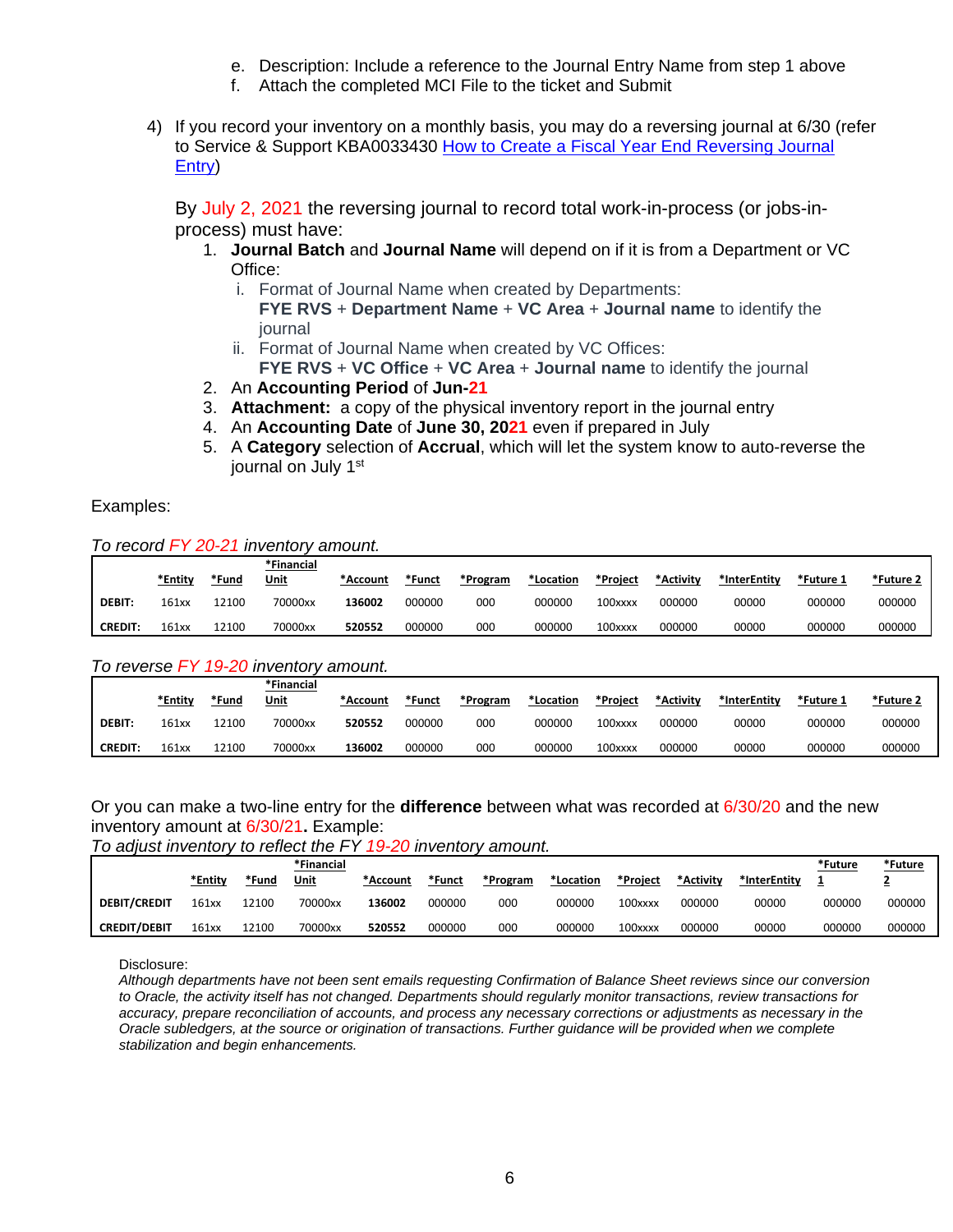e. Description: Include a reference to the Journal Entry Name from step 1 above
f. Attach the completed MCI File to the ticket and Submit

4) If you record your inventory on a monthly basis, you may do a reversing journal at 6/30 (refer to Service & Support KBA0033430 [How to Create a Fiscal Year End Reversing Journal Entry](#))

   By July 2, 2021 the reversing journal to record total work-in-process (or jobs-in-process) must have:
   1. **Journal Batch** and **Journal Name** will depend on if it is from a Department or VC Office:
      i. Format of Journal Name when created by Departments:
         **FYE RVS** + **Department Name** + **VC Area** + **Journal name** to identify the journal
      ii. Format of Journal Name when created by VC Offices:
         **FYE RVS** + **VC Office** + **VC Area** + **Journal name** to identify the journal
   2. An **Accounting Period** of **Jun-21**
   3. **Attachment:** a copy of the physical inventory report in the journal entry
   4. An **Accounting Date** of **June 30, 2021** even if prepared in July
   5. A **Category** selection of **Accrual**, which will let the system know to auto-reverse the journal on July 1st

Examples:

*To record FY 20-21 inventory amount.*

| | *Entity | *Fund | *Financial Unit | *Account | *Funct | *Program | *Location | *Project | *Activity | *InterEntity | *Future 1 | *Future 2 |
|---|---|---|---|---|---|---|---|---|---|---|---|---|
| **DEBIT:** | 161xx | 12100 | 70000xx | **136002** | 000000 | 000 | 000000 | 100xxxx | 000000 | 00000 | 000000 | 000000 |
| **CREDIT:** | 161xx | 12100 | 70000xx | **520552** | 000000 | 000 | 000000 | 100xxxx | 000000 | 00000 | 000000 | 000000 |

*To reverse FY 19-20 inventory amount.*

| | *Entity | *Fund | *Financial Unit | *Account | *Funct | *Program | *Location | *Project | *Activity | *InterEntity | *Future 1 | *Future 2 |
|---|---|---|---|---|---|---|---|---|---|---|---|---|
| **DEBIT:** | 161xx | 12100 | 70000xx | **520552** | 000000 | 000 | 000000 | 100xxxx | 000000 | 00000 | 000000 | 000000 |
| **CREDIT:** | 161xx | 12100 | 70000xx | **136002** | 000000 | 000 | 000000 | 100xxxx | 000000 | 00000 | 000000 | 000000 |

Or you can make a two-line entry for the **difference** between what was recorded at 6/30/20 and the new inventory amount at 6/30/21**.** Example:

*To adjust inventory to reflect the FY 19-20 inventory amount.*

| | *Entity | *Fund | *Financial Unit | *Account | *Funct | *Program | *Location | *Project | *Activity | *InterEntity | *Future 1 | *Future 2 |
|---|---|---|---|---|---|---|---|---|---|---|---|---|
| **DEBIT/CREDIT** | 161xx | 12100 | 70000xx | **136002** | 000000 | 000 | 000000 | 100xxxx | 000000 | 00000 | 000000 | 000000 |
| **CREDIT/DEBIT** | 161xx | 12100 | 70000xx | **520552** | 000000 | 000 | 000000 | 100xxxx | 000000 | 00000 | 000000 | 000000 |

Disclosure:
*Although departments have not been sent emails requesting Confirmation of Balance Sheet reviews since our conversion to Oracle, the activity itself has not changed. Departments should regularly monitor transactions, review transactions for accuracy, prepare reconciliation of accounts, and process any necessary corrections or adjustments as necessary in the Oracle subledgers, at the source or origination of transactions. Further guidance will be provided when we complete stabilization and begin enhancements.*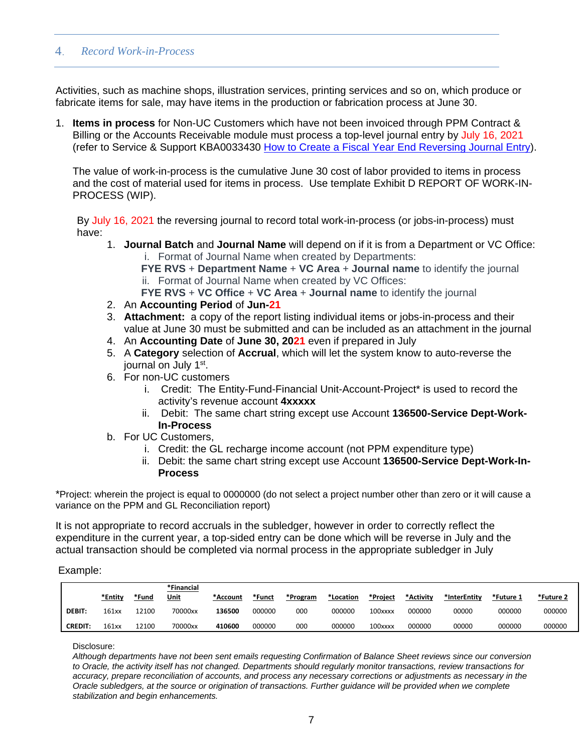## 4. *Record Work-in-Process*

Activities, such as machine shops, illustration services, printing services and so on, which produce or fabricate items for sale, may have items in the production or fabrication process at June 30.

1. **Items in process** for Non-UC Customers which have not been invoiced through PPM Contract & Billing or the Accounts Receivable module must process a top-level journal entry by July 16, 2021 (refer to Service & Support KBA0033430 [How to Create a Fiscal Year End Reversing Journal Entry]()).

   The value of work-in-process is the cumulative June 30 cost of labor provided to items in process and the cost of material used for items in process. Use template Exhibit D REPORT OF WORK-IN-PROCESS (WIP).

   By July 16, 2021 the reversing journal to record total work-in-process (or jobs-in-process) must have:

   1. **Journal Batch** and **Journal Name** will depend on if it is from a Department or VC Office:
      i. Format of Journal Name when created by Departments:
      **FYE RVS** + **Department Name** + **VC Area** + **Journal name** to identify the journal
      ii. Format of Journal Name when created by VC Offices:
      **FYE RVS** + **VC Office** + **VC Area** + **Journal name** to identify the journal
   2. An **Accounting Period** of **Jun-21**
   3. **Attachment:** a copy of the report listing individual items or jobs-in-process and their value at June 30 must be submitted and can be included as an attachment in the journal
   4. An **Accounting Date** of **June 30, 2021** even if prepared in July
   5. A **Category** selection of **Accrual**, which will let the system know to auto-reverse the journal on July 1st.
   6. For non-UC customers
      i. Credit: The Entity-Fund-Financial Unit-Account-Project* is used to record the activity's revenue account **4xxxxx**
      ii. Debit: The same chart string except use Account **136500-Service Dept-Work-In-Process**

   b. For UC Customers,
      i. Credit: the GL recharge income account (not PPM expenditure type)
      ii. Debit: the same chart string except use Account **136500-Service Dept-Work-In-Process**

*Project: wherein the project is equal to 0000000 (do not select a project number other than zero or it will cause a variance on the PPM and GL Reconciliation report)

It is not appropriate to record accruals in the subledger, however in order to correctly reflect the expenditure in the current year, a top-sided entry can be done which will be reverse in July and the actual transaction should be completed via normal process in the appropriate subledger in July

Example:

| | *Entity | *Fund | *Financial Unit | *Account | *Funct | *Program | *Location | *Project | *Activity | *InterEntity | *Future 1 | *Future 2 |
|---|---|---|---|---|---|---|---|---|---|---|---|---|
| **DEBIT:** | 161xx | 12100 | 70000xx | **136500** | 000000 | 000 | 000000 | 100xxxx | 000000 | 00000 | 000000 | 000000 |
| **CREDIT:** | 161xx | 12100 | 70000xx | **410600** | 000000 | 000 | 000000 | 100xxxx | 000000 | 00000 | 000000 | 000000 |

Disclosure:
*Although departments have not been sent emails requesting Confirmation of Balance Sheet reviews since our conversion to Oracle, the activity itself has not changed. Departments should regularly monitor transactions, review transactions for accuracy, prepare reconciliation of accounts, and process any necessary corrections or adjustments as necessary in the Oracle subledgers, at the source or origination of transactions. Further guidance will be provided when we complete stabilization and begin enhancements.*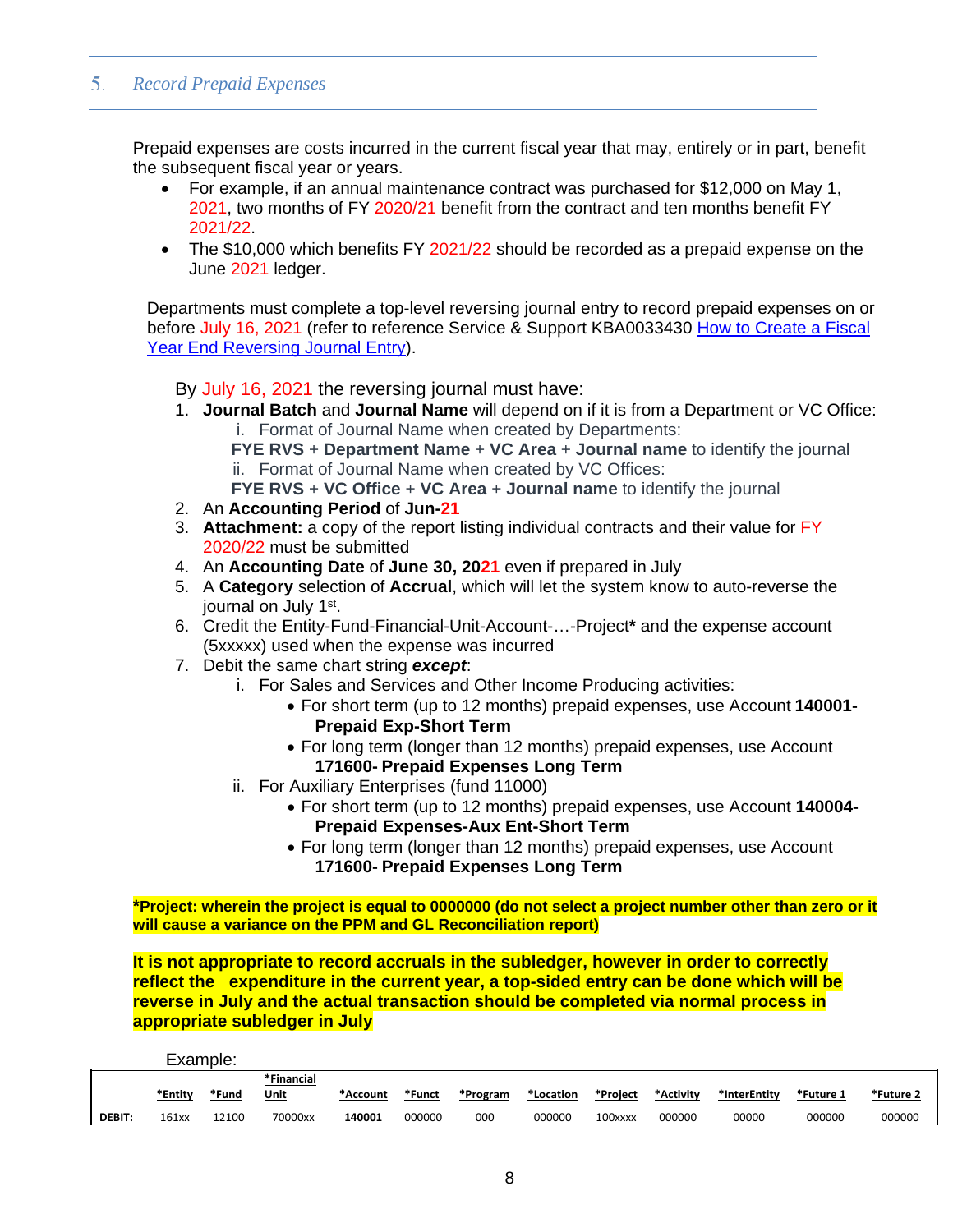## 5. Record Prepaid Expenses

Prepaid expenses are costs incurred in the current fiscal year that may, entirely or in part, benefit the subsequent fiscal year or years.

- For example, if an annual maintenance contract was purchased for $12,000 on May 1, 2021, two months of FY 2020/21 benefit from the contract and ten months benefit FY 2021/22.
- The $10,000 which benefits FY 2021/22 should be recorded as a prepaid expense on the June 2021 ledger.

Departments must complete a top-level reversing journal entry to record prepaid expenses on or before July 16, 2021 (refer to reference Service & Support KBA0033430 [How to Create a Fiscal Year End Reversing Journal Entry]).

By July 16, 2021 the reversing journal must have:

1. **Journal Batch** and **Journal Name** will depend on if it is from a Department or VC Office:
   i. Format of Journal Name when created by Departments:
      **FYE RVS** + **Department Name** + **VC Area** + **Journal name** to identify the journal
   ii. Format of Journal Name when created by VC Offices:
      **FYE RVS** + **VC Office** + **VC Area** + **Journal name** to identify the journal
2. An **Accounting Period** of **Jun-21**
3. **Attachment:** a copy of the report listing individual contracts and their value for FY 2020/22 must be submitted
4. An **Accounting Date** of **June 30, 2021** even if prepared in July
5. A **Category** selection of **Accrual**, which will let the system know to auto-reverse the journal on July 1st.
6. Credit the Entity-Fund-Financial-Unit-Account-…-Project***** and the expense account (5xxxxx) used when the expense was incurred
7. Debit the same chart string ***except***:
   i. For Sales and Services and Other Income Producing activities:
      - For short term (up to 12 months) prepaid expenses, use Account **140001- Prepaid Exp-Short Term**
      - For long term (longer than 12 months) prepaid expenses, use Account **171600- Prepaid Expenses Long Term**
   ii. For Auxiliary Enterprises (fund 11000)
      - For short term (up to 12 months) prepaid expenses, use Account **140004- Prepaid Expenses-Aux Ent-Short Term**
      - For long term (longer than 12 months) prepaid expenses, use Account **171600- Prepaid Expenses Long Term**

**\*Project: wherein the project is equal to 0000000 (do not select a project number other than zero or it will cause a variance on the PPM and GL Reconciliation report)**

**It is not appropriate to record accruals in the subledger, however in order to correctly reflect the expenditure in the current year, a top-sided entry can be done which will be reverse in July and the actual transaction should be completed via normal process in appropriate subledger in July**

Example:

| | *Entity | *Fund | *Financial Unit | *Account | *Funct | *Program | *Location | *Project | *Activity | *InterEntity | *Future 1 | *Future 2 |
|---|---|---|---|---|---|---|---|---|---|---|---|---|
| DEBIT: | 161xx | 12100 | 70000xx | **140001** | 000000 | 000 | 000000 | 100xxxx | 000000 | 00000 | 000000 | 000000 |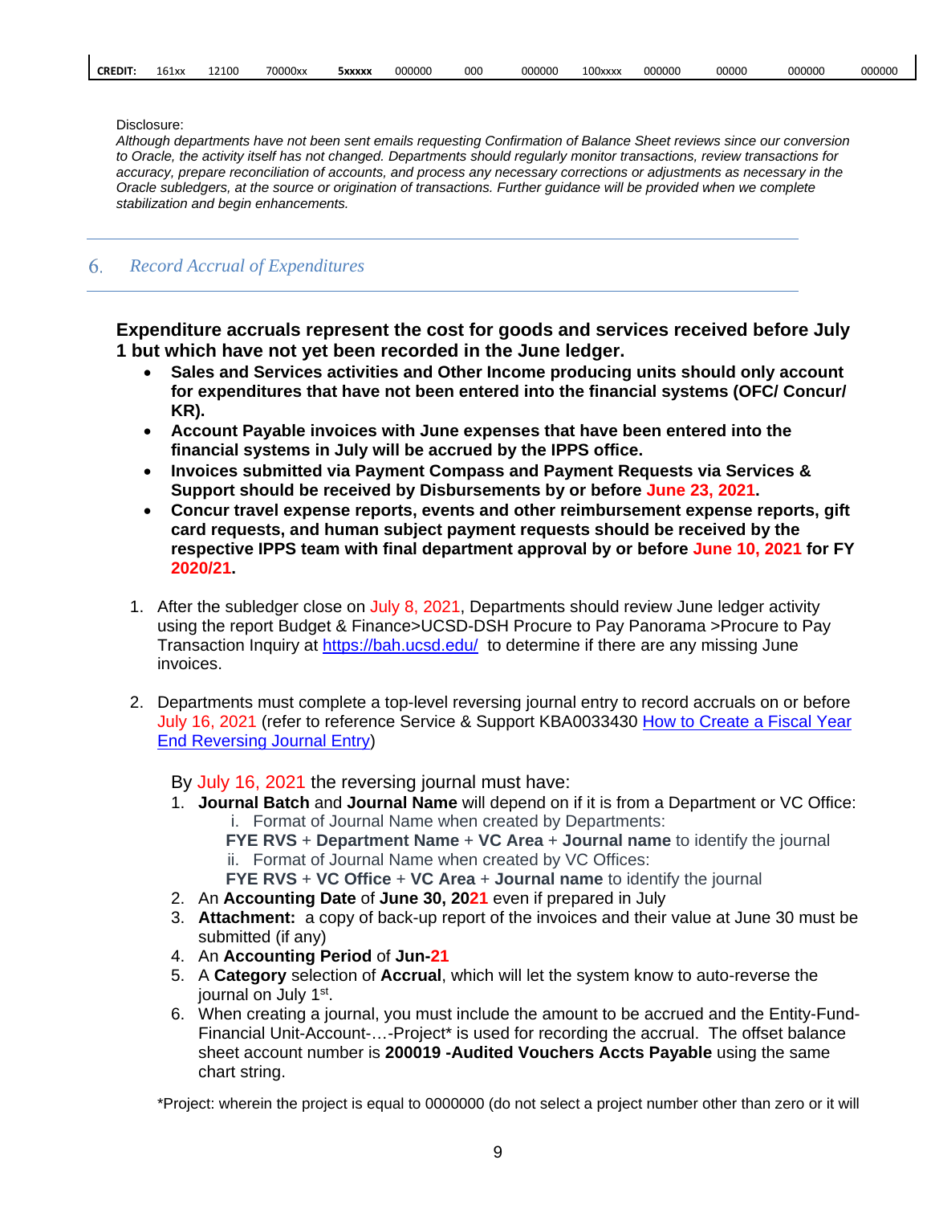| CREDIT: | 161xx | 12100 | 70000xx | 5xxxxx | 000000 | 000 | 000000 | 100xxxx | 000000 | 00000 | 000000 | 000000 |
|---|---|---|---|---|---|---|---|---|---|---|---|---|

Disclosure:
*Although departments have not been sent emails requesting Confirmation of Balance Sheet reviews since our conversion to Oracle, the activity itself has not changed. Departments should regularly monitor transactions, review transactions for accuracy, prepare reconciliation of accounts, and process any necessary corrections or adjustments as necessary in the Oracle subledgers, at the source or origination of transactions. Further guidance will be provided when we complete stabilization and begin enhancements.*

## 6. *Record Accrual of Expenditures*

**Expenditure accruals represent the cost for goods and services received before July 1 but which have not yet been recorded in the June ledger.**

- **Sales and Services activities and Other Income producing units should only account for expenditures that have not been entered into the financial systems (OFC/ Concur/ KR).**
- **Account Payable invoices with June expenses that have been entered into the financial systems in July will be accrued by the IPPS office.**
- **Invoices submitted via Payment Compass and Payment Requests via Services & Support should be received by Disbursements by or before June 23, 2021.**
- **Concur travel expense reports, events and other reimbursement expense reports, gift card requests, and human subject payment requests should be received by the respective IPPS team with final department approval by or before June 10, 2021 for FY 2020/21.**

1. After the subledger close on July 8, 2021, Departments should review June ledger activity using the report Budget & Finance>UCSD-DSH Procure to Pay Panorama >Procure to Pay Transaction Inquiry at [https://bah.ucsd.edu/](https://bah.ucsd.edu/) to determine if there are any missing June invoices.

2. Departments must complete a top-level reversing journal entry to record accruals on or before July 16, 2021 (refer to reference Service & Support KBA0033430 [How to Create a Fiscal Year End Reversing Journal Entry](#))

   By July 16, 2021 the reversing journal must have:
   1. **Journal Batch** and **Journal Name** will depend on if it is from a Department or VC Office:
      i. Format of Journal Name when created by Departments:
      **FYE RVS** + **Department Name** + **VC Area** + **Journal name** to identify the journal
      ii. Format of Journal Name when created by VC Offices:
      **FYE RVS** + **VC Office** + **VC Area** + **Journal name** to identify the journal
   2. An **Accounting Date** of **June 30, 2021** even if prepared in July
   3. **Attachment:** a copy of back-up report of the invoices and their value at June 30 must be submitted (if any)
   4. An **Accounting Period** of **Jun-21**
   5. A **Category** selection of **Accrual**, which will let the system know to auto-reverse the journal on July 1st.
   6. When creating a journal, you must include the amount to be accrued and the Entity-Fund-Financial Unit-Account-…-Project* is used for recording the accrual. The offset balance sheet account number is **200019 -Audited Vouchers Accts Payable** using the same chart string.

*Project: wherein the project is equal to 0000000 (do not select a project number other than zero or it will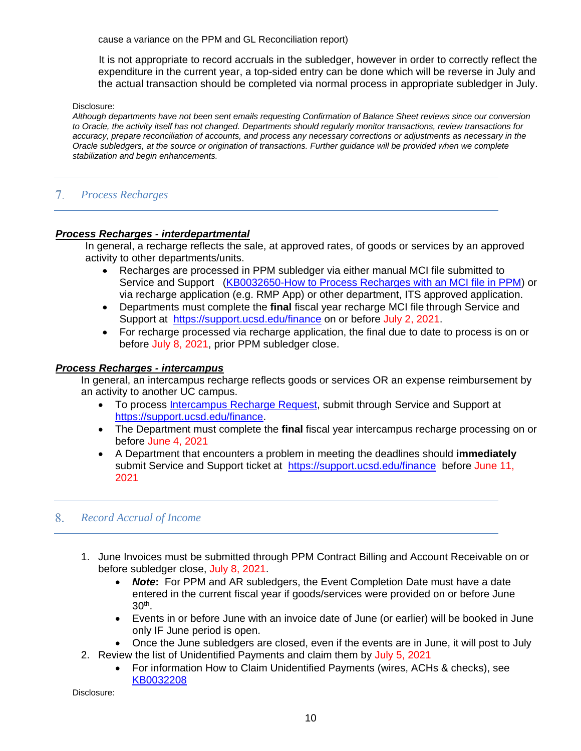cause a variance on the PPM and GL Reconciliation report)

It is not appropriate to record accruals in the subledger, however in order to correctly reflect the expenditure in the current year, a top-sided entry can be done which will be reverse in July and the actual transaction should be completed via normal process in appropriate subledger in July.

Disclosure:
*Although departments have not been sent emails requesting Confirmation of Balance Sheet reviews since our conversion to Oracle, the activity itself has not changed. Departments should regularly monitor transactions, review transactions for accuracy, prepare reconciliation of accounts, and process any necessary corrections or adjustments as necessary in the Oracle subledgers, at the source or origination of transactions. Further guidance will be provided when we complete stabilization and begin enhancements.*

## 7. *Process Recharges*

***Process Recharges - interdepartmental***

In general, a recharge reflects the sale, at approved rates, of goods or services by an approved activity to other departments/units.

- Recharges are processed in PPM subledger via either manual MCI file submitted to Service and Support (KB0032650-How to Process Recharges with an MCI file in PPM) or via recharge application (e.g. RMP App) or other department, ITS approved application.
- Departments must complete the **final** fiscal year recharge MCI file through Service and Support at https://support.ucsd.edu/finance on or before July 2, 2021.
- For recharge processed via recharge application, the final due to date to process is on or before July 8, 2021, prior PPM subledger close.

***Process Recharges - intercampus***

In general, an intercampus recharge reflects goods or services OR an expense reimbursement by an activity to another UC campus.

- To process Intercampus Recharge Request, submit through Service and Support at https://support.ucsd.edu/finance.
- The Department must complete the **final** fiscal year intercampus recharge processing on or before June 4, 2021
- A Department that encounters a problem in meeting the deadlines should **immediately** submit Service and Support ticket at https://support.ucsd.edu/finance before June 11, 2021

## 8. *Record Accrual of Income*

1. June Invoices must be submitted through PPM Contract Billing and Account Receivable on or before subledger close, July 8, 2021.
   - ***Note*:** For PPM and AR subledgers, the Event Completion Date must have a date entered in the current fiscal year if goods/services were provided on or before June 30th.
   - Events in or before June with an invoice date of June (or earlier) will be booked in June only IF June period is open.
   - Once the June subledgers are closed, even if the events are in June, it will post to July
2. Review the list of Unidentified Payments and claim them by July 5, 2021
   - For information How to Claim Unidentified Payments (wires, ACHs & checks), see KB0032208

Disclosure: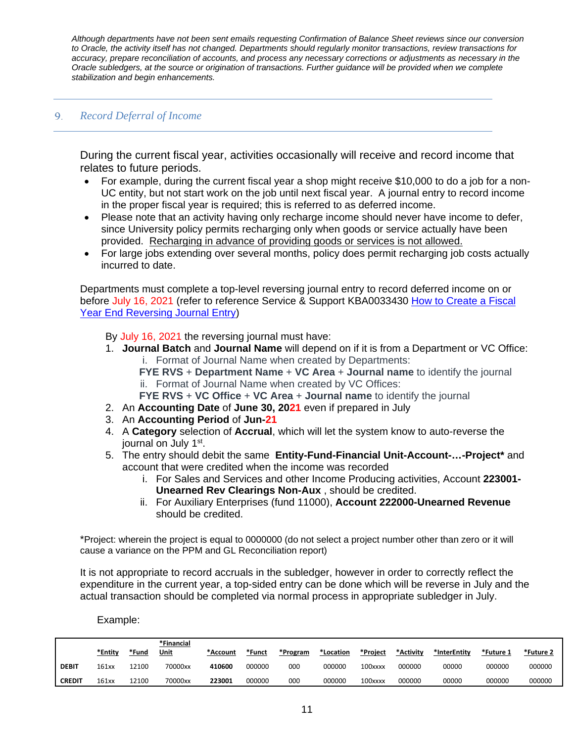*Although departments have not been sent emails requesting Confirmation of Balance Sheet reviews since our conversion to Oracle, the activity itself has not changed. Departments should regularly monitor transactions, review transactions for accuracy, prepare reconciliation of accounts, and process any necessary corrections or adjustments as necessary in the Oracle subledgers, at the source or origination of transactions. Further guidance will be provided when we complete stabilization and begin enhancements.*

## 9. *Record Deferral of Income*

During the current fiscal year, activities occasionally will receive and record income that relates to future periods.

- For example, during the current fiscal year a shop might receive $10,000 to do a job for a non-UC entity, but not start work on the job until next fiscal year. A journal entry to record income in the proper fiscal year is required; this is referred to as deferred income.
- Please note that an activity having only recharge income should never have income to defer, since University policy permits recharging only when goods or service actually have been provided. <u>Recharging in advance of providing goods or services is not allowed.</u>
- For large jobs extending over several months, policy does permit recharging job costs actually incurred to date.

Departments must complete a top-level reversing journal entry to record deferred income on or before July 16, 2021 (refer to reference Service & Support KBA0033430 [How to Create a Fiscal Year End Reversing Journal Entry](#))

By July 16, 2021 the reversing journal must have:

1. **Journal Batch** and **Journal Name** will depend on if it is from a Department or VC Office:
   - i. Format of Journal Name when created by Departments:
     **FYE RVS** + **Department Name** + **VC Area** + **Journal name** to identify the journal
   - ii. Format of Journal Name when created by VC Offices:
     **FYE RVS** + **VC Office** + **VC Area** + **Journal name** to identify the journal
2. An **Accounting Date** of **June 30, 2021** even if prepared in July
3. An **Accounting Period** of **Jun-21**
4. A **Category** selection of **Accrual**, which will let the system know to auto-reverse the journal on July 1st.
5. The entry should debit the same **Entity-Fund-Financial Unit-Account-…-Project*** and account that were credited when the income was recorded
   - i. For Sales and Services and other Income Producing activities, Account **223001-Unearned Rev Clearings Non-Aux** , should be credited.
   - ii. For Auxiliary Enterprises (fund 11000), **Account 222000-Unearned Revenue** should be credited.

*Project: wherein the project is equal to 0000000 (do not select a project number other than zero or it will cause a variance on the PPM and GL Reconciliation report)

It is not appropriate to record accruals in the subledger, however in order to correctly reflect the expenditure in the current year, a top-sided entry can be done which will be reverse in July and the actual transaction should be completed via normal process in appropriate subledger in July.

Example:

| | *Entity | *Fund | *Financial Unit | *Account | *Funct | *Program | *Location | *Project | *Activity | *InterEntity | *Future 1 | *Future 2 |
|---|---|---|---|---|---|---|---|---|---|---|---|---|
| **DEBIT** | 161xx | 12100 | 70000xx | **410600** | 000000 | 000 | 000000 | 100xxxx | 000000 | 00000 | 000000 | 000000 |
| **CREDIT** | 161xx | 12100 | 70000xx | **223001** | 000000 | 000 | 000000 | 100xxxx | 000000 | 00000 | 000000 | 000000 |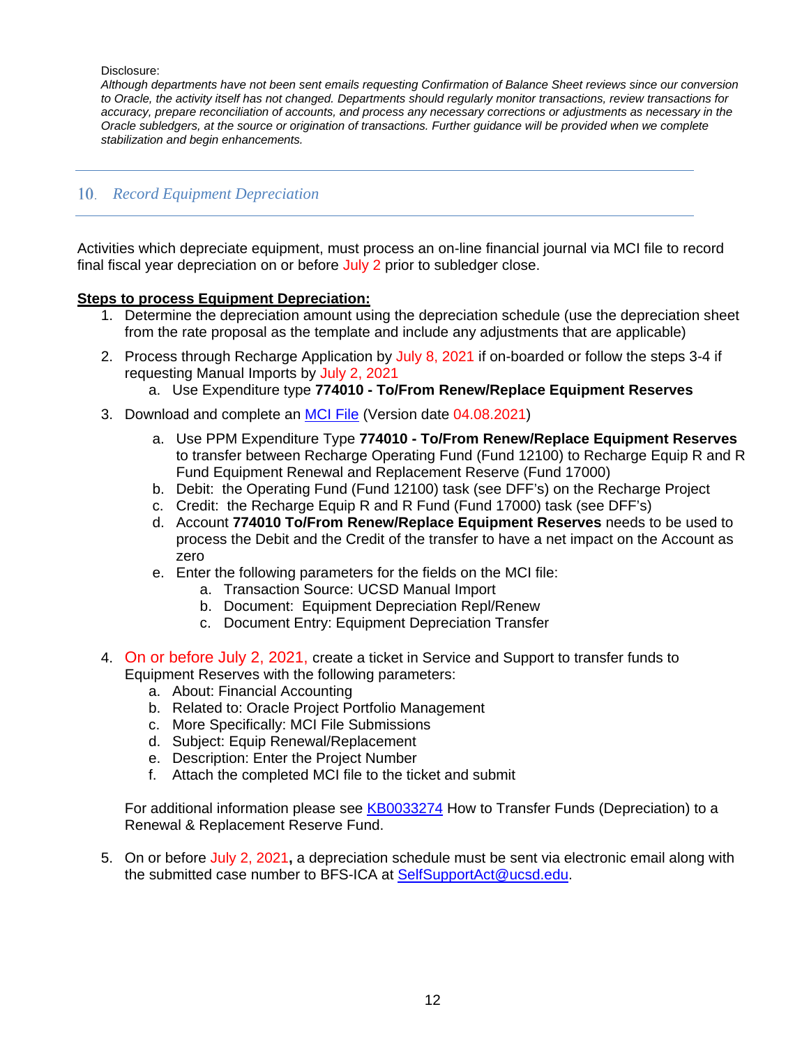Disclosure:

*Although departments have not been sent emails requesting Confirmation of Balance Sheet reviews since our conversion to Oracle, the activity itself has not changed. Departments should regularly monitor transactions, review transactions for accuracy, prepare reconciliation of accounts, and process any necessary corrections or adjustments as necessary in the Oracle subledgers, at the source or origination of transactions. Further guidance will be provided when we complete stabilization and begin enhancements.*

## 10. *Record Equipment Depreciation*

Activities which depreciate equipment, must process an on-line financial journal via MCI file to record final fiscal year depreciation on or before July 2 prior to subledger close.

**Steps to process Equipment Depreciation:**

1. Determine the depreciation amount using the depreciation schedule (use the depreciation sheet from the rate proposal as the template and include any adjustments that are applicable)
2. Process through Recharge Application by July 8, 2021 if on-boarded or follow the steps 3-4 if requesting Manual Imports by July 2, 2021
   a. Use Expenditure type **774010 - To/From Renew/Replace Equipment Reserves**
3. Download and complete an MCI File (Version date 04.08.2021)
   a. Use PPM Expenditure Type **774010 - To/From Renew/Replace Equipment Reserves** to transfer between Recharge Operating Fund (Fund 12100) to Recharge Equip R and R Fund Equipment Renewal and Replacement Reserve (Fund 17000)
   b. Debit: the Operating Fund (Fund 12100) task (see DFF's) on the Recharge Project
   c. Credit: the Recharge Equip R and R Fund (Fund 17000) task (see DFF's)
   d. Account **774010 To/From Renew/Replace Equipment Reserves** needs to be used to process the Debit and the Credit of the transfer to have a net impact on the Account as zero
   e. Enter the following parameters for the fields on the MCI file:
      a. Transaction Source: UCSD Manual Import
      b. Document: Equipment Depreciation Repl/Renew
      c. Document Entry: Equipment Depreciation Transfer
4. On or before July 2, 2021, create a ticket in Service and Support to transfer funds to Equipment Reserves with the following parameters:
   a. About: Financial Accounting
   b. Related to: Oracle Project Portfolio Management
   c. More Specifically: MCI File Submissions
   d. Subject: Equip Renewal/Replacement
   e. Description: Enter the Project Number
   f. Attach the completed MCI file to the ticket and submit

   For additional information please see KB0033274 How to Transfer Funds (Depreciation) to a Renewal & Replacement Reserve Fund.

5. On or before July 2, 2021**,** a depreciation schedule must be sent via electronic email along with the submitted case number to BFS-ICA at SelfSupportAct@ucsd.edu.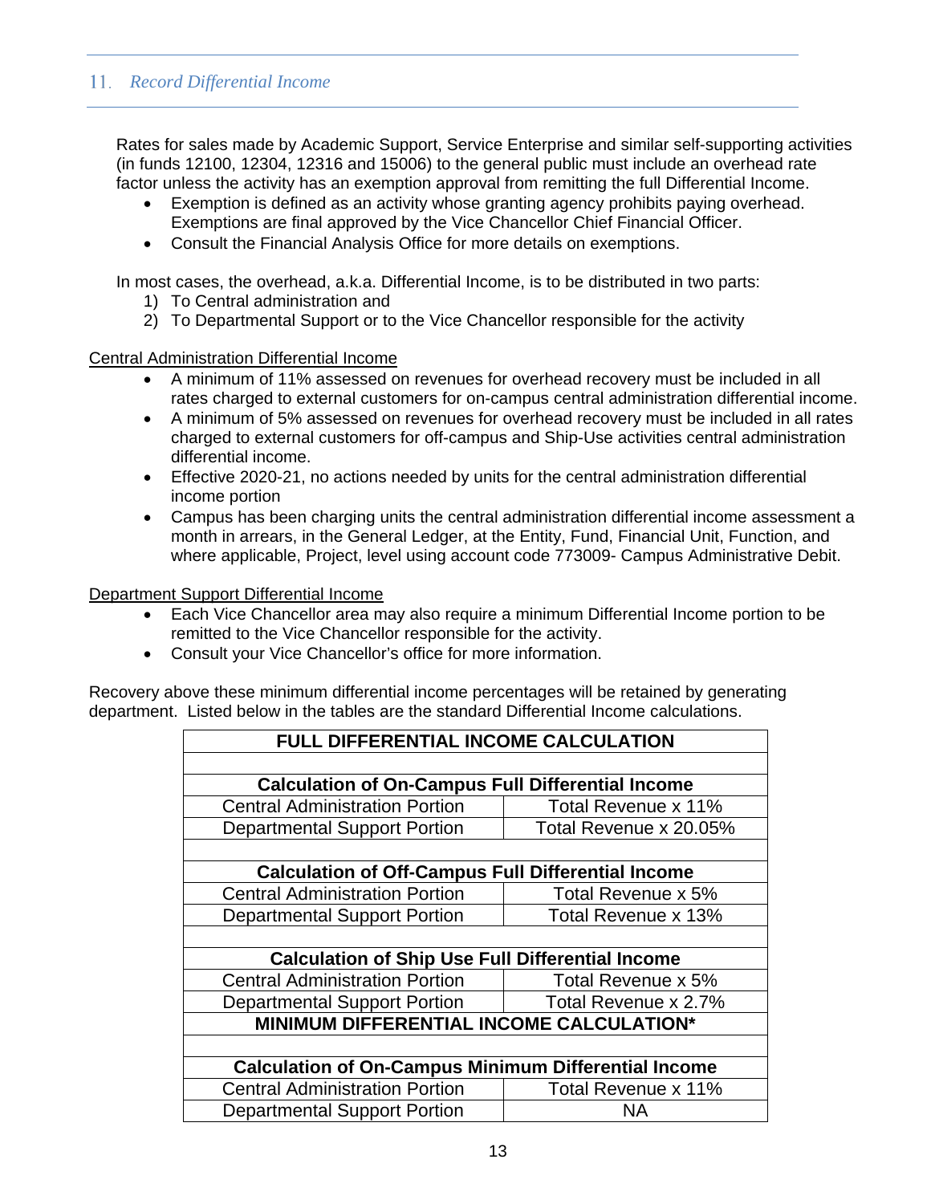## 11. *Record Differential Income*

Rates for sales made by Academic Support, Service Enterprise and similar self-supporting activities (in funds 12100, 12304, 12316 and 15006) to the general public must include an overhead rate factor unless the activity has an exemption approval from remitting the full Differential Income.

- Exemption is defined as an activity whose granting agency prohibits paying overhead. Exemptions are final approved by the Vice Chancellor Chief Financial Officer.
- Consult the Financial Analysis Office for more details on exemptions.

In most cases, the overhead, a.k.a. Differential Income, is to be distributed in two parts:

1) To Central administration and
2) To Departmental Support or to the Vice Chancellor responsible for the activity

<u>Central Administration Differential Income</u>

- A minimum of 11% assessed on revenues for overhead recovery must be included in all rates charged to external customers for on-campus central administration differential income.
- A minimum of 5% assessed on revenues for overhead recovery must be included in all rates charged to external customers for off-campus and Ship-Use activities central administration differential income.
- Effective 2020-21, no actions needed by units for the central administration differential income portion
- Campus has been charging units the central administration differential income assessment a month in arrears, in the General Ledger, at the Entity, Fund, Financial Unit, Function, and where applicable, Project, level using account code 773009- Campus Administrative Debit.

<u>Department Support Differential Income</u>

- Each Vice Chancellor area may also require a minimum Differential Income portion to be remitted to the Vice Chancellor responsible for the activity.
- Consult your Vice Chancellor's office for more information.

Recovery above these minimum differential income percentages will be retained by generating department. Listed below in the tables are the standard Differential Income calculations.

| **FULL DIFFERENTIAL INCOME CALCULATION** | |
|---|---|
| | |
| **Calculation of On-Campus Full Differential Income** | |
| Central Administration Portion | Total Revenue x 11% |
| Departmental Support Portion | Total Revenue x 20.05% |
| | |
| **Calculation of Off-Campus Full Differential Income** | |
| Central Administration Portion | Total Revenue x 5% |
| Departmental Support Portion | Total Revenue x 13% |
| | |
| **Calculation of Ship Use Full Differential Income** | |
| Central Administration Portion | Total Revenue x 5% |
| Departmental Support Portion | Total Revenue x 2.7% |
| **MINIMUM DIFFERENTIAL INCOME CALCULATION*** | |
| | |
| **Calculation of On-Campus Minimum Differential Income** | |
| Central Administration Portion | Total Revenue x 11% |
| Departmental Support Portion | NA |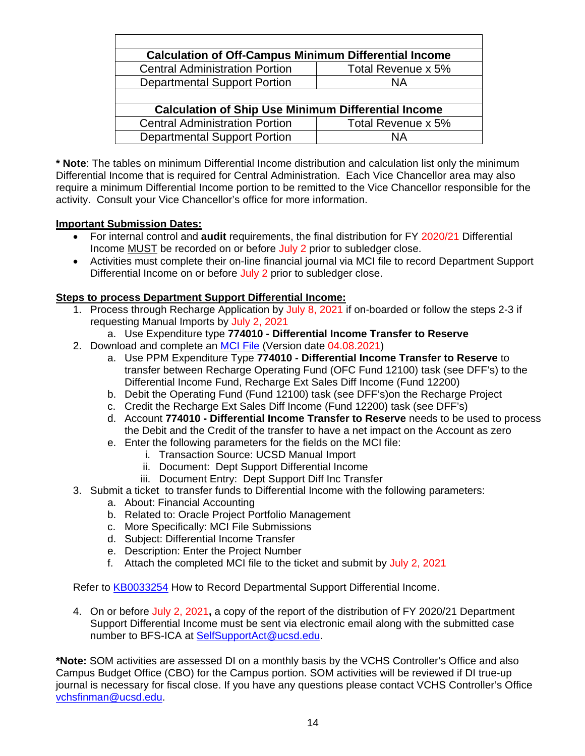| Calculation of Off-Campus Minimum Differential Income | |
|---|---|
| Central Administration Portion | Total Revenue x 5% |
| Departmental Support Portion | NA |
| | |
| **Calculation of Ship Use Minimum Differential Income** | |
| Central Administration Portion | Total Revenue x 5% |
| Departmental Support Portion | NA |

**\* Note**: The tables on minimum Differential Income distribution and calculation list only the minimum Differential Income that is required for Central Administration. Each Vice Chancellor area may also require a minimum Differential Income portion to be remitted to the Vice Chancellor responsible for the activity. Consult your Vice Chancellor's office for more information.

**Important Submission Dates:**

- For internal control and **audit** requirements, the final distribution for FY 2020/21 Differential Income MUST be recorded on or before July 2 prior to subledger close.
- Activities must complete their on-line financial journal via MCI file to record Department Support Differential Income on or before July 2 prior to subledger close.

**Steps to process Department Support Differential Income:**

1. Process through Recharge Application by July 8, 2021 if on-boarded or follow the steps 2-3 if requesting Manual Imports by July 2, 2021
   a. Use Expenditure type **774010 - Differential Income Transfer to Reserve**
2. Download and complete an MCI File (Version date 04.08.2021)
   a. Use PPM Expenditure Type **774010 - Differential Income Transfer to Reserve** to transfer between Recharge Operating Fund (OFC Fund 12100) task (see DFF's) to the Differential Income Fund, Recharge Ext Sales Diff Income (Fund 12200)
   b. Debit the Operating Fund (Fund 12100) task (see DFF's)on the Recharge Project
   c. Credit the Recharge Ext Sales Diff Income (Fund 12200) task (see DFF's)
   d. Account **774010 - Differential Income Transfer to Reserve** needs to be used to process the Debit and the Credit of the transfer to have a net impact on the Account as zero
   e. Enter the following parameters for the fields on the MCI file:
      i. Transaction Source: UCSD Manual Import
      ii. Document: Dept Support Differential Income
      iii. Document Entry: Dept Support Diff Inc Transfer
3. Submit a ticket to transfer funds to Differential Income with the following parameters:
   a. About: Financial Accounting
   b. Related to: Oracle Project Portfolio Management
   c. More Specifically: MCI File Submissions
   d. Subject: Differential Income Transfer
   e. Description: Enter the Project Number
   f. Attach the completed MCI file to the ticket and submit by July 2, 2021

   Refer to KB0033254 How to Record Departmental Support Differential Income.

4. On or before July 2, 2021**,** a copy of the report of the distribution of FY 2020/21 Department Support Differential Income must be sent via electronic email along with the submitted case number to BFS-ICA at SelfSupportAct@ucsd.edu.

**\*Note:** SOM activities are assessed DI on a monthly basis by the VCHS Controller's Office and also Campus Budget Office (CBO) for the Campus portion. SOM activities will be reviewed if DI true-up journal is necessary for fiscal close. If you have any questions please contact VCHS Controller's Office vchsfinman@ucsd.edu.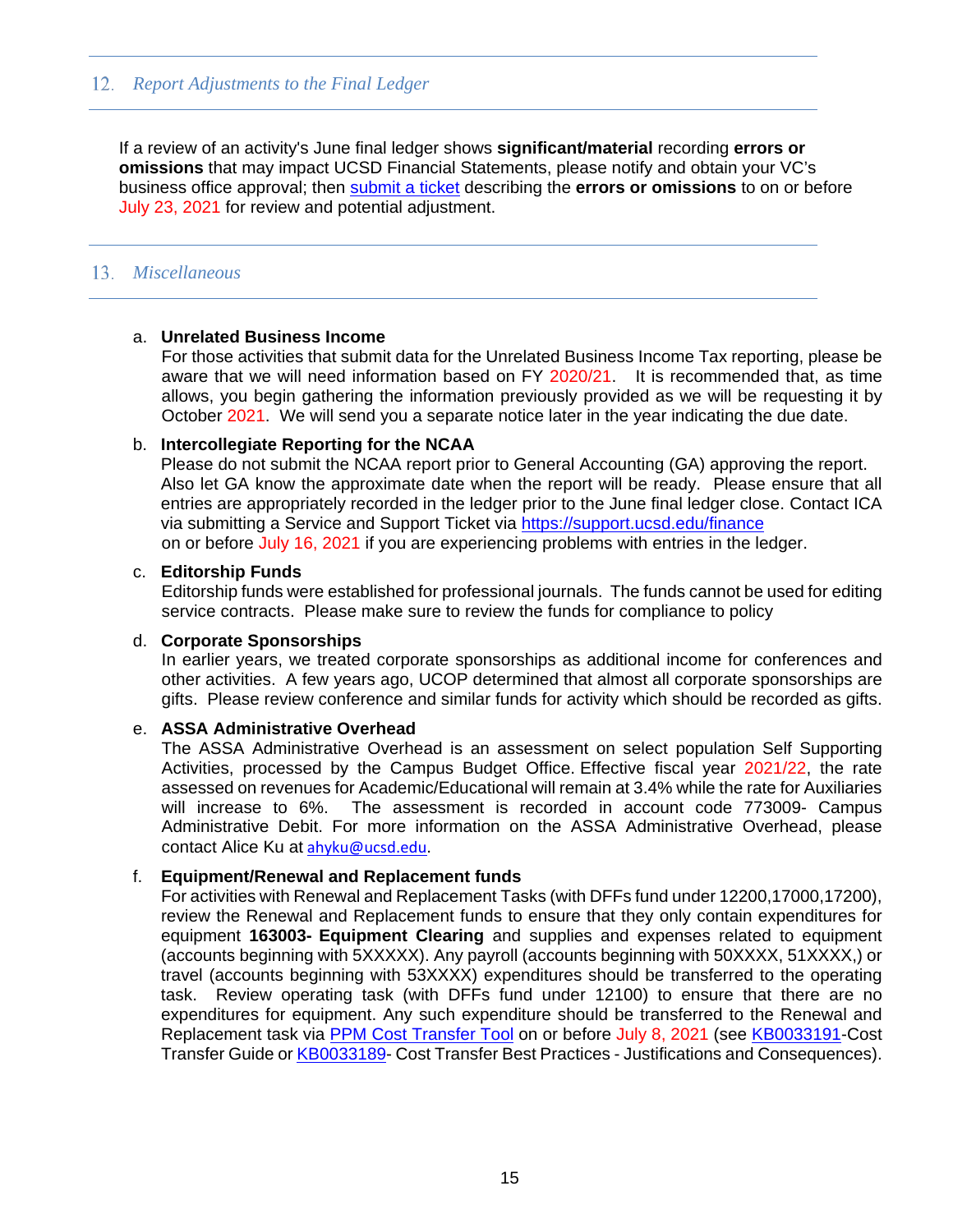## 12. *Report Adjustments to the Final Ledger*

If a review of an activity's June final ledger shows **significant/material** recording **errors or omissions** that may impact UCSD Financial Statements, please notify and obtain your VC's business office approval; then submit a ticket describing the **errors or omissions** to on or before July 23, 2021 for review and potential adjustment.

## 13. *Miscellaneous*

a. **Unrelated Business Income**
For those activities that submit data for the Unrelated Business Income Tax reporting, please be aware that we will need information based on FY 2020/21. It is recommended that, as time allows, you begin gathering the information previously provided as we will be requesting it by October 2021. We will send you a separate notice later in the year indicating the due date.

b. **Intercollegiate Reporting for the NCAA**
Please do not submit the NCAA report prior to General Accounting (GA) approving the report. Also let GA know the approximate date when the report will be ready. Please ensure that all entries are appropriately recorded in the ledger prior to the June final ledger close. Contact ICA via submitting a Service and Support Ticket via https://support.ucsd.edu/finance on or before July 16, 2021 if you are experiencing problems with entries in the ledger.

c. **Editorship Funds**
Editorship funds were established for professional journals. The funds cannot be used for editing service contracts. Please make sure to review the funds for compliance to policy

d. **Corporate Sponsorships**
In earlier years, we treated corporate sponsorships as additional income for conferences and other activities. A few years ago, UCOP determined that almost all corporate sponsorships are gifts. Please review conference and similar funds for activity which should be recorded as gifts.

e. **ASSA Administrative Overhead**
The ASSA Administrative Overhead is an assessment on select population Self Supporting Activities, processed by the Campus Budget Office. Effective fiscal year 2021/22, the rate assessed on revenues for Academic/Educational will remain at 3.4% while the rate for Auxiliaries will increase to 6%. The assessment is recorded in account code 773009- Campus Administrative Debit. For more information on the ASSA Administrative Overhead, please contact Alice Ku at ahyku@ucsd.edu.

f. **Equipment/Renewal and Replacement funds**
For activities with Renewal and Replacement Tasks (with DFFs fund under 12200,17000,17200), review the Renewal and Replacement funds to ensure that they only contain expenditures for equipment **163003- Equipment Clearing** and supplies and expenses related to equipment (accounts beginning with 5XXXXX). Any payroll (accounts beginning with 50XXXX, 51XXXX,) or travel (accounts beginning with 53XXXX) expenditures should be transferred to the operating task. Review operating task (with DFFs fund under 12100) to ensure that there are no expenditures for equipment. Any such expenditure should be transferred to the Renewal and Replacement task via PPM Cost Transfer Tool on or before July 8, 2021 (see KB0033191-Cost Transfer Guide or KB0033189- Cost Transfer Best Practices - Justifications and Consequences).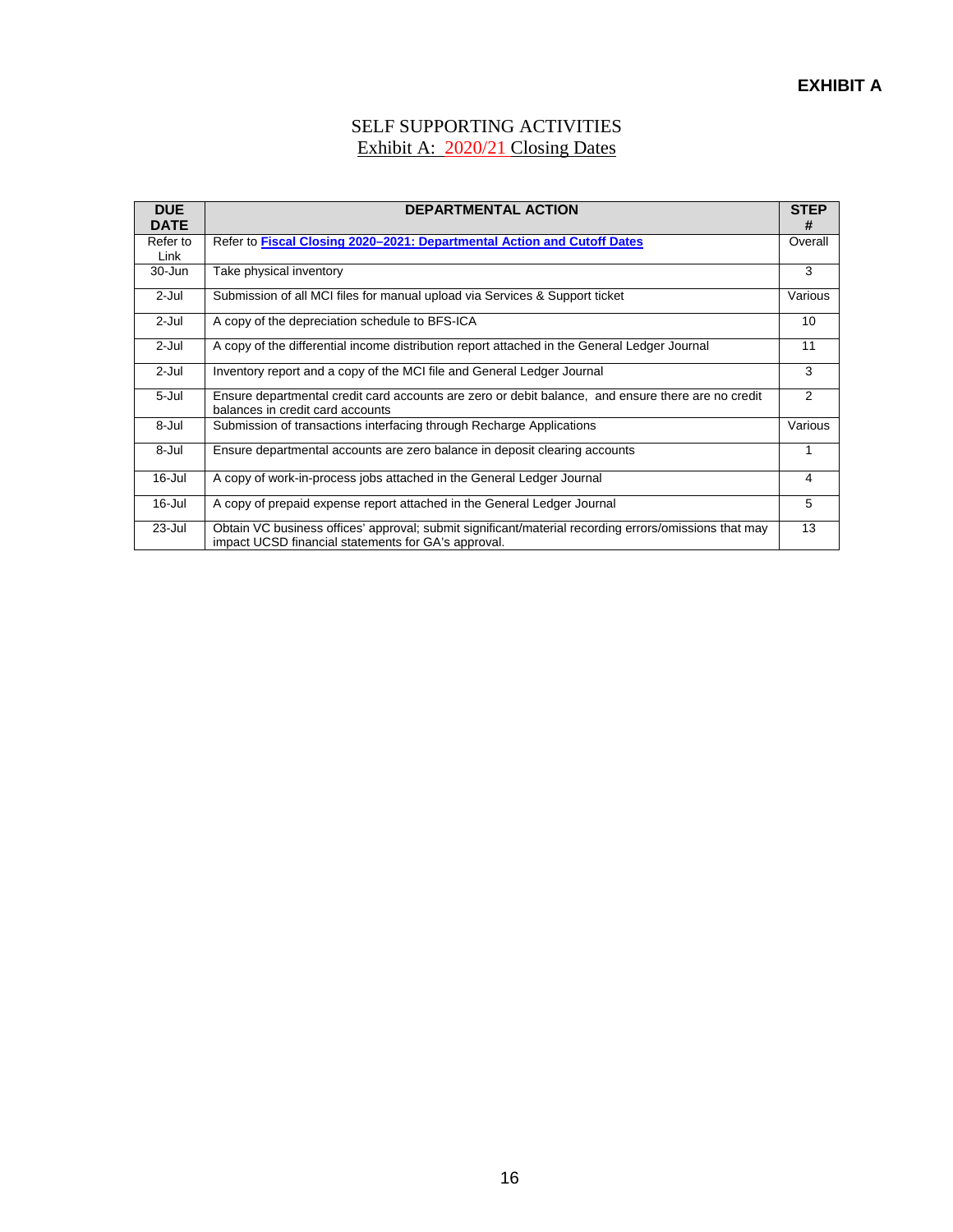**EXHIBIT A**

# SELF SUPPORTING ACTIVITIES

## Exhibit A: 2020/21 Closing Dates

| DUE DATE | DEPARTMENTAL ACTION | STEP # |
|---|---|---|
| Refer to Link | Refer to **Fiscal Closing 2020–2021: Departmental Action and Cutoff Dates** | Overall |
| 30-Jun | Take physical inventory | 3 |
| 2-Jul | Submission of all MCI files for manual upload via Services & Support ticket | Various |
| 2-Jul | A copy of the depreciation schedule to BFS-ICA | 10 |
| 2-Jul | A copy of the differential income distribution report attached in the General Ledger Journal | 11 |
| 2-Jul | Inventory report and a copy of the MCI file and General Ledger Journal | 3 |
| 5-Jul | Ensure departmental credit card accounts are zero or debit balance, and ensure there are no credit balances in credit card accounts | 2 |
| 8-Jul | Submission of transactions interfacing through Recharge Applications | Various |
| 8-Jul | Ensure departmental accounts are zero balance in deposit clearing accounts | 1 |
| 16-Jul | A copy of work-in-process jobs attached in the General Ledger Journal | 4 |
| 16-Jul | A copy of prepaid expense report attached in the General Ledger Journal | 5 |
| 23-Jul | Obtain VC business offices' approval; submit significant/material recording errors/omissions that may impact UCSD financial statements for GA's approval. | 13 |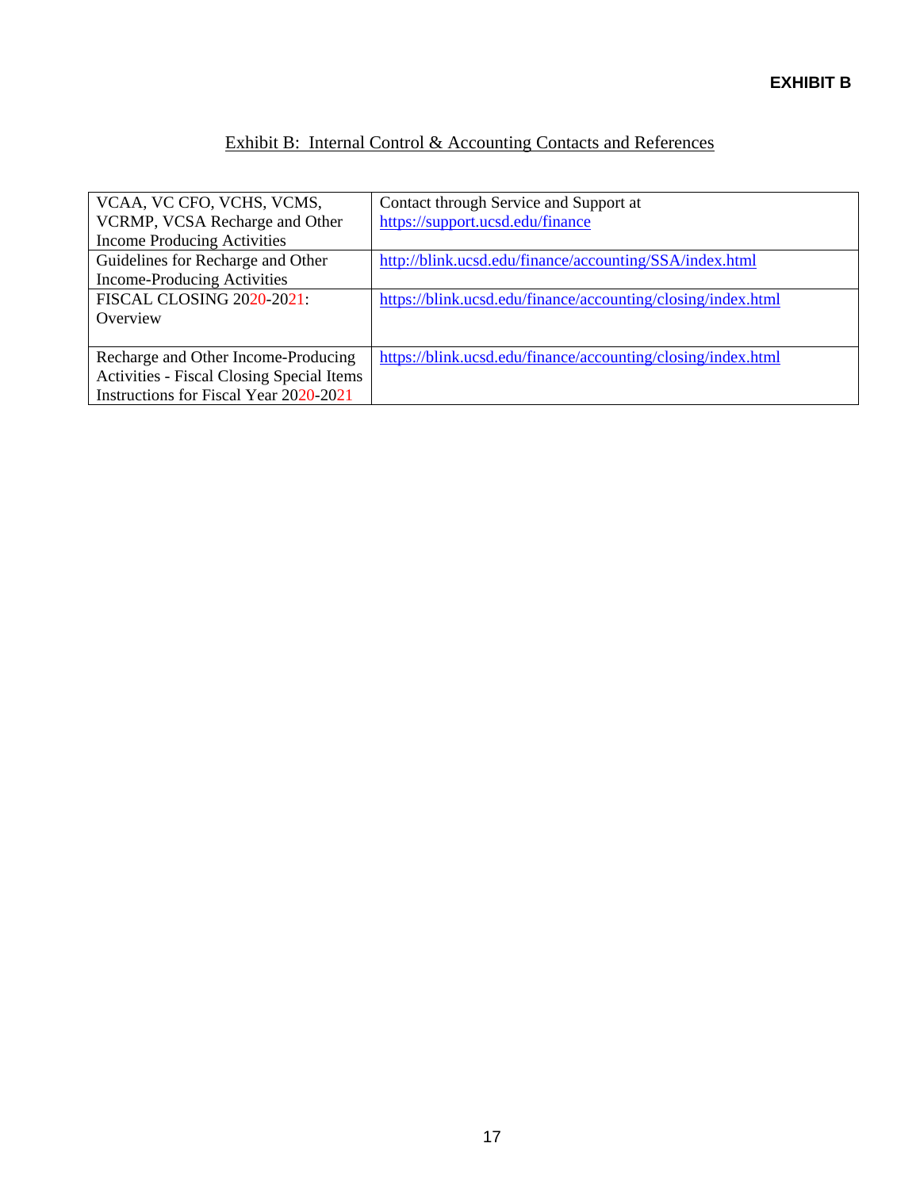**EXHIBIT B**

# Exhibit B: Internal Control & Accounting Contacts and References

| | |
|---|---|
| VCAA, VC CFO, VCHS, VCMS, VCRMP, VCSA Recharge and Other Income Producing Activities | Contact through Service and Support at https://support.ucsd.edu/finance |
| Guidelines for Recharge and Other Income-Producing Activities | http://blink.ucsd.edu/finance/accounting/SSA/index.html |
| FISCAL CLOSING 2020-2021: Overview | https://blink.ucsd.edu/finance/accounting/closing/index.html |
| Recharge and Other Income-Producing Activities - Fiscal Closing Special Items Instructions for Fiscal Year 2020-2021 | https://blink.ucsd.edu/finance/accounting/closing/index.html |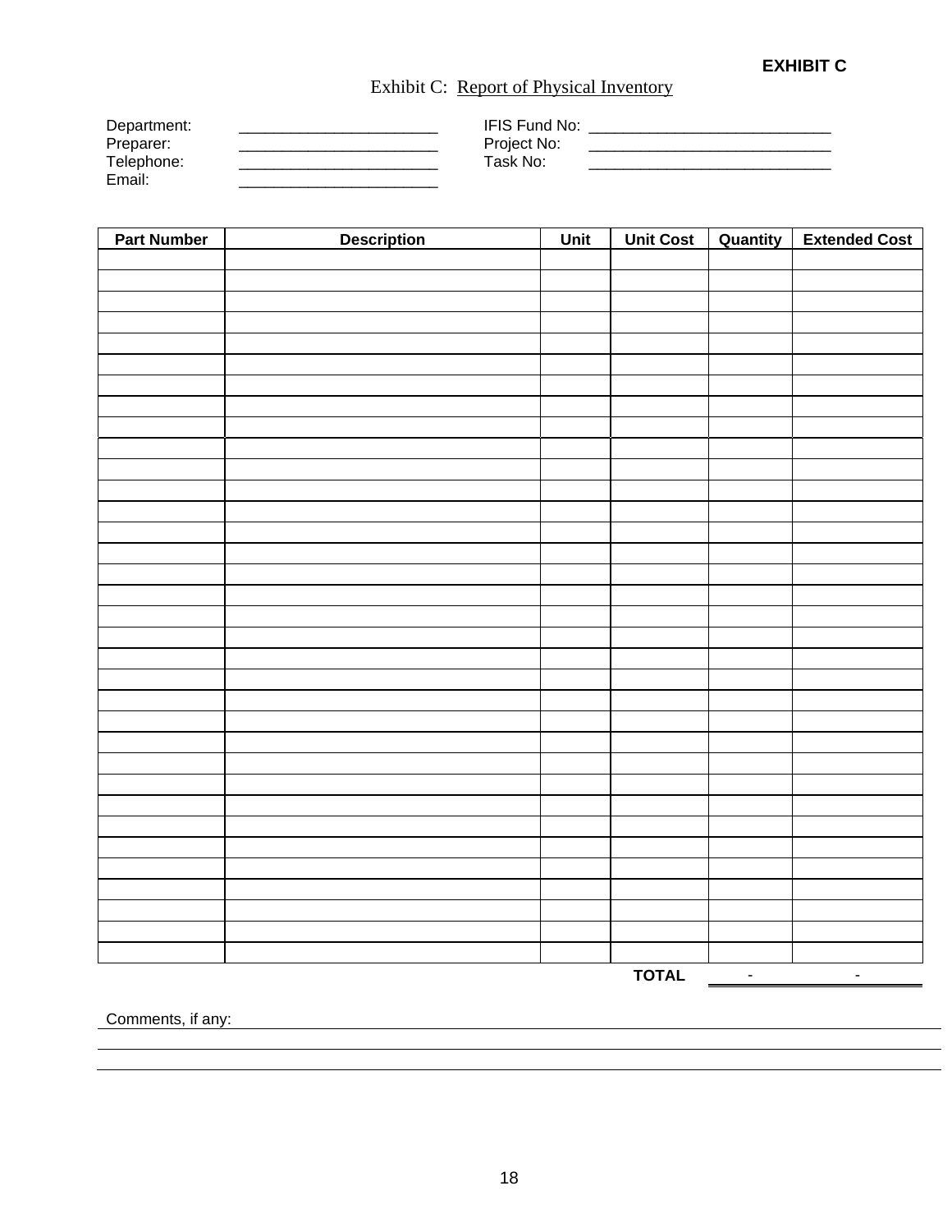**EXHIBIT C**

# Exhibit C: Report of Physical Inventory

Department: _______________________ IFIS Fund No: ____________________________

Preparer: _______________________ Project No: ____________________________

Telephone: _______________________ Task No: ____________________________

Email: _______________________

| Part Number | Description | Unit | Unit Cost | Quantity | Extended Cost |
|---|---|---|---|---|---|
| | | | | | |
| | | | | | |
| | | | | | |
| | | | | | |
| | | | | | |
| | | | | | |
| | | | | | |
| | | | | | |
| | | | | | |
| | | | | | |
| | | | | | |
| | | | | | |
| | | | | | |
| | | | | | |
| | | | | | |
| | | | | | |
| | | | | | |
| | | | | | |
| | | | | | |
| | | | | | |
| | | | | | |
| | | | | | |
| | | | | | |
| | | | | | |
| | | | | | |
| | | | | | |
| | | | | | |
| | | | | | |
| | | | | | |
| | | | | | |
| | | | | | |
| | | | | | |
| | | | | | |
| | | | | | |
| | | | | | |
| | | | **TOTAL** | - | - |

Comments, if any: ________________________________________________________________

__________________________________________________________________________________

__________________________________________________________________________________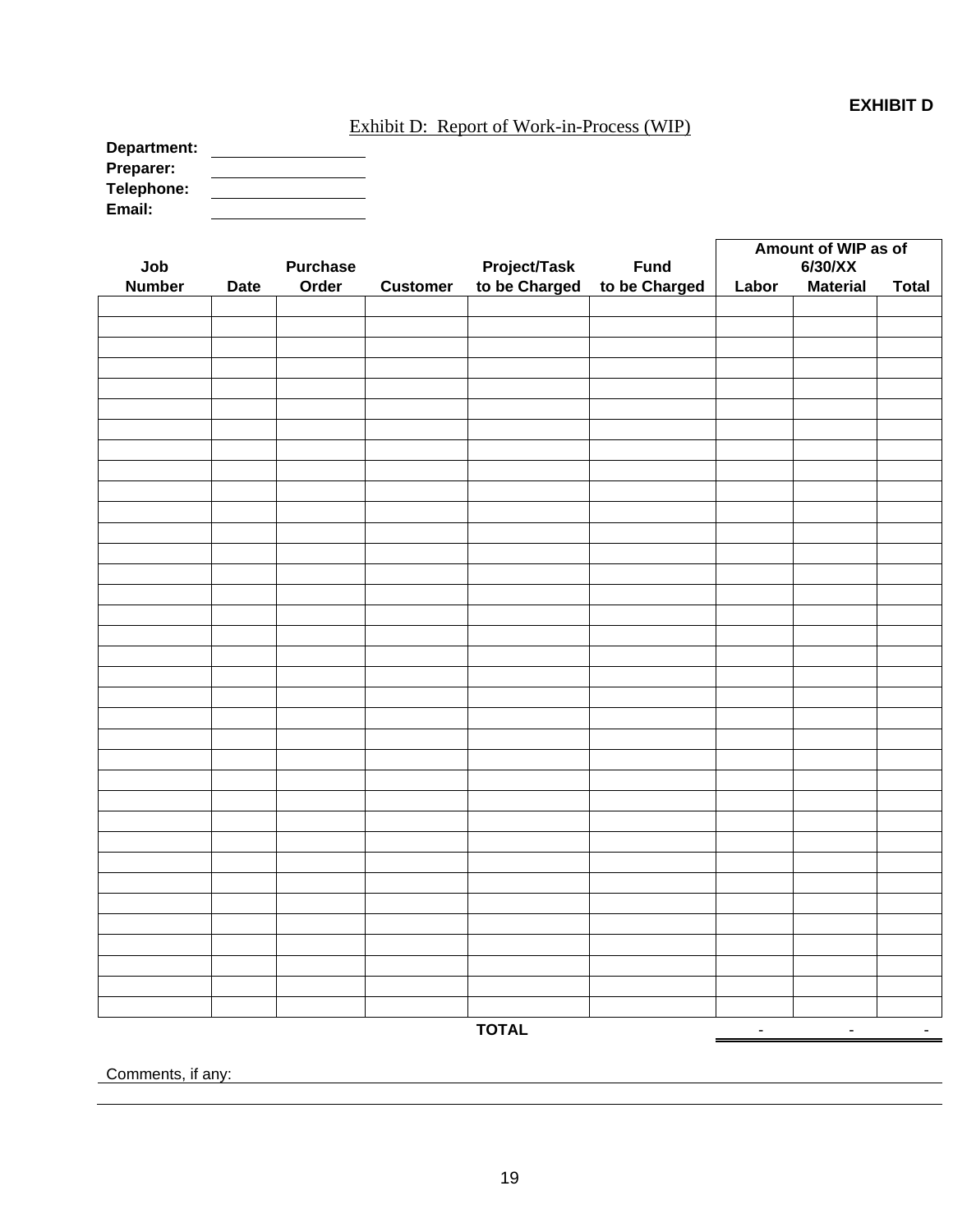**EXHIBIT D**

Exhibit D: Report of Work-in-Process (WIP)

**Department:** ____________
**Preparer:** ____________
**Telephone:** ____________
**Email:** ____________

| Job Number | Date | Purchase Order | Customer | Project/Task to be Charged | Fund to be Charged | Amount of WIP as of 6/30/XX Labor | Material | Total |
|---|---|---|---|---|---|---|---|---|
| | | | | | | | | |
| | | | | | | | | |
| | | | | | | | | |
| | | | | | | | | |
| | | | | | | | | |
| | | | | | | | | |
| | | | | | | | | |
| | | | | | | | | |
| | | | | | | | | |
| | | | | | | | | |
| | | | | | | | | |
| | | | | | | | | |
| | | | | | | | | |
| | | | | | | | | |
| | | | | | | | | |
| | | | | | | | | |
| | | | | | | | | |
| | | | | | | | | |
| | | | | | | | | |
| | | | | | | | | |
| | | | | | | | | |
| | | | | | | | | |
| | | | | | | | | |
| | | | | | | | | |
| | | | | | | | | |
| | | | | | | | | |
| | | | | | | | | |
| | | | | | | | | |
| | | | | | | | | |
| | | | | | | | | |
| | | | | | | | | |
| | | | | | | | | |
| | | | | | | | | |
| | | | | | | | | |
| | | | | | | | | |
| | | | | **TOTAL** | | - | - | - |

Comments, if any: ____________